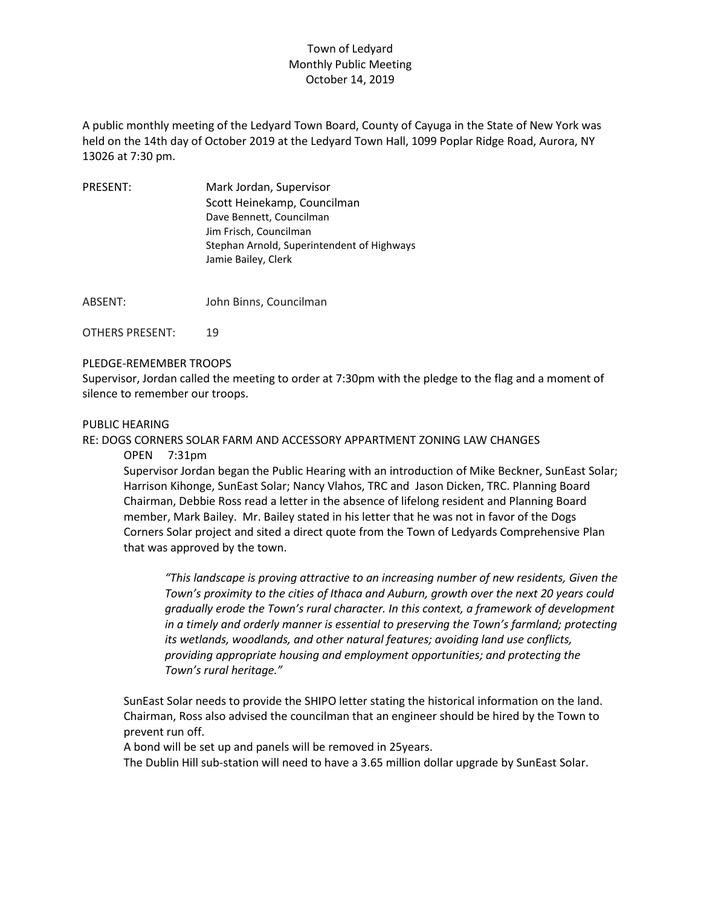# Town of Ledyard
## Monthly Public Meeting
### October 14, 2019

A public monthly meeting of the Ledyard Town Board, County of Cayuga in the State of New York was held on the 14th day of October 2019 at the Ledyard Town Hall, 1099 Poplar Ridge Road, Aurora, NY 13026 at 7:30 pm.

PRESENT: Mark Jordan, Supervisor
Scott Heinekamp, Councilman
Dave Bennett, Councilman
Jim Frisch, Councilman
Stephan Arnold, Superintendent of Highways
Jamie Bailey, Clerk

ABSENT: John Binns, Councilman

OTHERS PRESENT: 19

PLEDGE-REMEMBER TROOPS

Supervisor, Jordan called the meeting to order at 7:30pm with the pledge to the flag and a moment of silence to remember our troops.

PUBLIC HEARING

RE: DOGS CORNERS SOLAR FARM AND ACCESSORY APPARTMENT ZONING LAW CHANGES

OPEN 7:31pm

Supervisor Jordan began the Public Hearing with an introduction of Mike Beckner, SunEast Solar; Harrison Kihonge, SunEast Solar; Nancy Vlahos, TRC and Jason Dicken, TRC. Planning Board Chairman, Debbie Ross read a letter in the absence of lifelong resident and Planning Board member, Mark Bailey. Mr. Bailey stated in his letter that he was not in favor of the Dogs Corners Solar project and sited a direct quote from the Town of Ledyards Comprehensive Plan that was approved by the town.

> *"This landscape is proving attractive to an increasing number of new residents, Given the Town's proximity to the cities of Ithaca and Auburn, growth over the next 20 years could gradually erode the Town's rural character. In this context, a framework of development in a timely and orderly manner is essential to preserving the Town's farmland; protecting its wetlands, woodlands, and other natural features; avoiding land use conflicts, providing appropriate housing and employment opportunities; and protecting the Town's rural heritage."*

SunEast Solar needs to provide the SHIPO letter stating the historical information on the land. Chairman, Ross also advised the councilman that an engineer should be hired by the Town to prevent run off.

A bond will be set up and panels will be removed in 25years.

The Dublin Hill sub-station will need to have a 3.65 million dollar upgrade by SunEast Solar.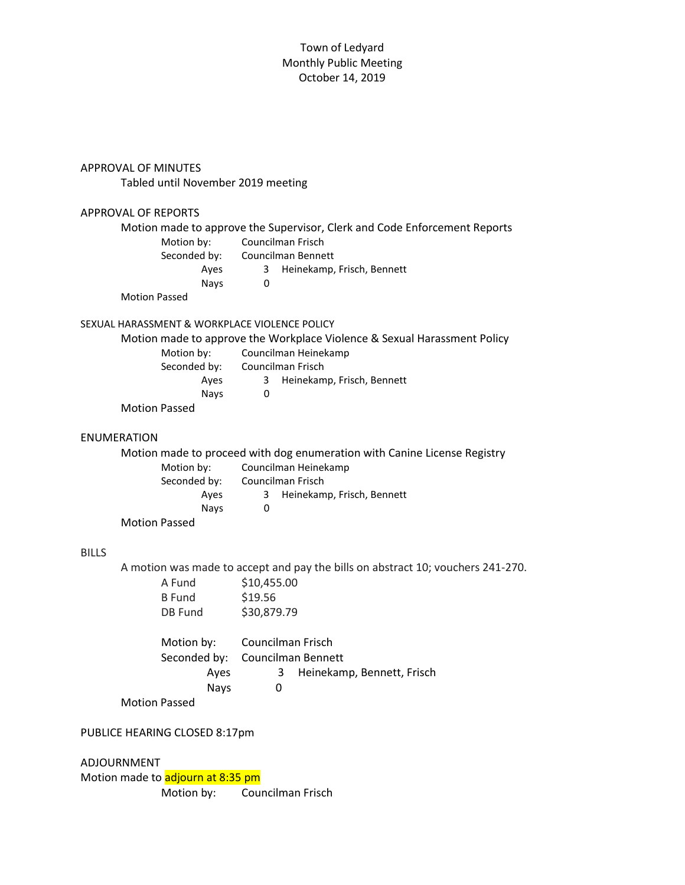Town of Ledyard
Monthly Public Meeting
October 14, 2019

APPROVAL OF MINUTES

Tabled until November 2019 meeting

APPROVAL OF REPORTS

Motion made to approve the Supervisor, Clerk and Code Enforcement Reports

Motion by: Councilman Frisch
Seconded by: Councilman Bennett
Ayes 3 Heinekamp, Frisch, Bennett
Nays 0

Motion Passed

SEXUAL HARASSMENT & WORKPLACE VIOLENCE POLICY

Motion made to approve the Workplace Violence & Sexual Harassment Policy

Motion by: Councilman Heinekamp
Seconded by: Councilman Frisch
Ayes 3 Heinekamp, Frisch, Bennett
Nays 0

Motion Passed

ENUMERATION

Motion made to proceed with dog enumeration with Canine License Registry

Motion by: Councilman Heinekamp
Seconded by: Councilman Frisch
Ayes 3 Heinekamp, Frisch, Bennett
Nays 0

Motion Passed

BILLS

A motion was made to accept and pay the bills on abstract 10; vouchers 241-270.

A Fund $10,455.00
B Fund $19.56
DB Fund $30,879.79

Motion by: Councilman Frisch
Seconded by: Councilman Bennett
Ayes 3 Heinekamp, Bennett, Frisch
Nays 0

Motion Passed

PUBLICE HEARING CLOSED 8:17pm

ADJOURNMENT

Motion made to adjourn at 8:35 pm

Motion by: Councilman Frisch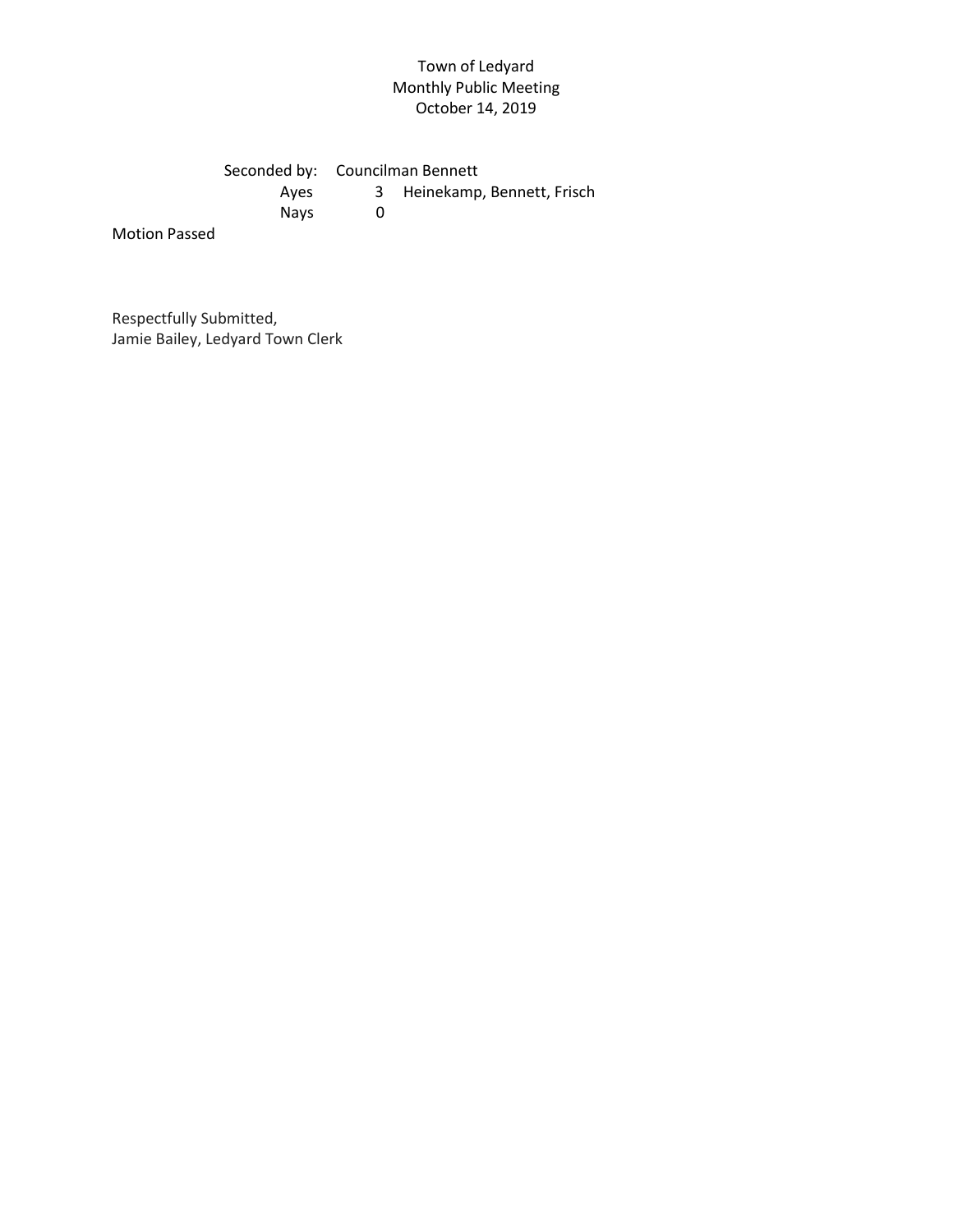Seconded by: Councilman Bennett
Ayes 3 Heinekamp, Bennett, Frisch
Nays 0

Motion Passed

Respectfully Submitted,
Jamie Bailey, Ledyard Town Clerk